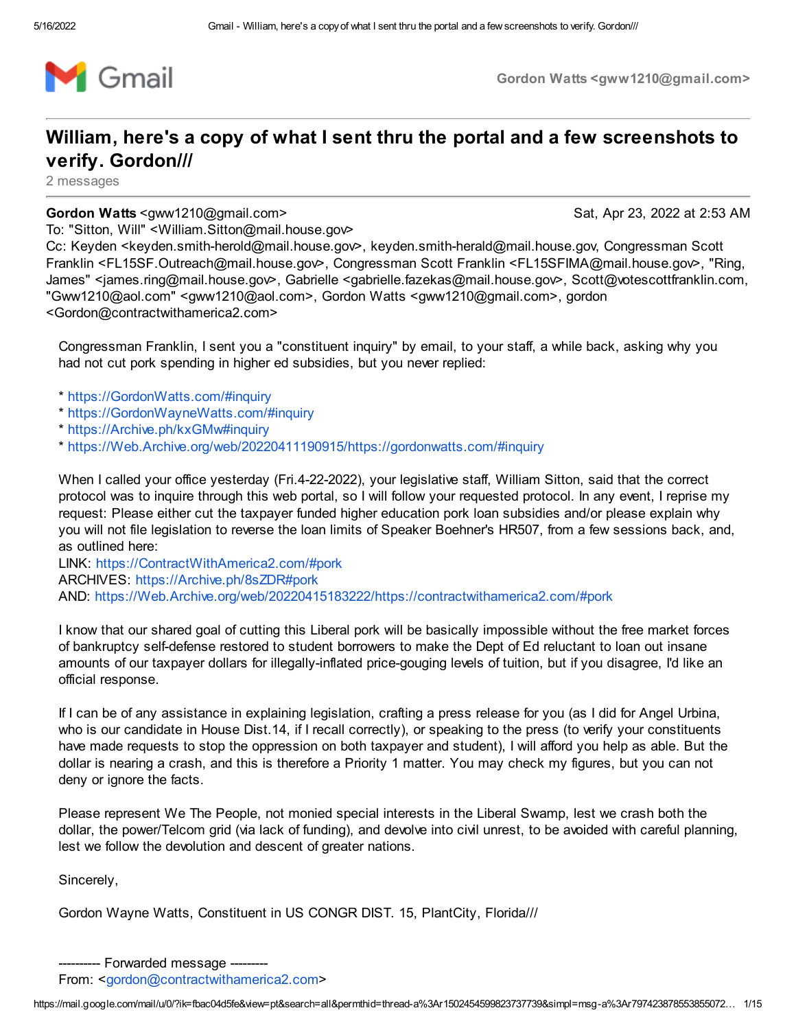Gmail — Gordon Watts <gww1210@gmail.com>

# William, here's a copy of what I sent thru the portal and a few screenshots to verify. Gordon///

2 messages

**Gordon Watts** <gww1210@gmail.com> — Sat, Apr 23, 2022 at 2:53 AM
To: "Sitton, Will" <William.Sitton@mail.house.gov>
Cc: Keyden <keyden.smith-herold@mail.house.gov>, keyden.smith-herald@mail.house.gov, Congressman Scott Franklin <FL15SF.Outreach@mail.house.gov>, Congressman Scott Franklin <FL15SFIMA@mail.house.gov>, "Ring, James" <james.ring@mail.house.gov>, Gabrielle <gabrielle.fazekas@mail.house.gov>, Scott@votescottfranklin.com, "Gww1210@aol.com" <gww1210@aol.com>, Gordon Watts <gww1210@gmail.com>, gordon <Gordon@contractwithamerica2.com>

Congressman Franklin, I sent you a "constituent inquiry" by email, to your staff, a while back, asking why you had not cut pork spending in higher ed subsidies, but you never replied:

* https://GordonWatts.com/#inquiry
* https://GordonWayneWatts.com/#inquiry
* https://Archive.ph/kxGMw#inquiry
* https://Web.Archive.org/web/20220411190915/https://gordonwatts.com/#inquiry

When I called your office yesterday (Fri.4-22-2022), your legislative staff, William Sitton, said that the correct protocol was to inquire through this web portal, so I will follow your requested protocol. In any event, I reprise my request: Please either cut the taxpayer funded higher education pork loan subsidies and/or please explain why you will not file legislation to reverse the loan limits of Speaker Boehner's HR507, from a few sessions back, and, as outlined here:
LINK: https://ContractWithAmerica2.com/#pork
ARCHIVES: https://Archive.ph/8sZDR#pork
AND: https://Web.Archive.org/web/20220415183222/https://contractwithamerica2.com/#pork

I know that our shared goal of cutting this Liberal pork will be basically impossible without the free market forces of bankruptcy self-defense restored to student borrowers to make the Dept of Ed reluctant to loan out insane amounts of our taxpayer dollars for illegally-inflated price-gouging levels of tuition, but if you disagree, I'd like an official response.

If I can be of any assistance in explaining legislation, crafting a press release for you (as I did for Angel Urbina, who is our candidate in House Dist.14, if I recall correctly), or speaking to the press (to verify your constituents have made requests to stop the oppression on both taxpayer and student), I will afford you help as able. But the dollar is nearing a crash, and this is therefore a Priority 1 matter. You may check my figures, but you can not deny or ignore the facts.

Please represent We The People, not monied special interests in the Liberal Swamp, lest we crash both the dollar, the power/Telcom grid (via lack of funding), and devolve into civil unrest, to be avoided with careful planning, lest we follow the devolution and descent of greater nations.

Sincerely,

Gordon Wayne Watts, Constituent in US CONGR DIST. 15, PlantCity, Florida///

---------- Forwarded message ---------
From: <gordon@contractwithamerica2.com>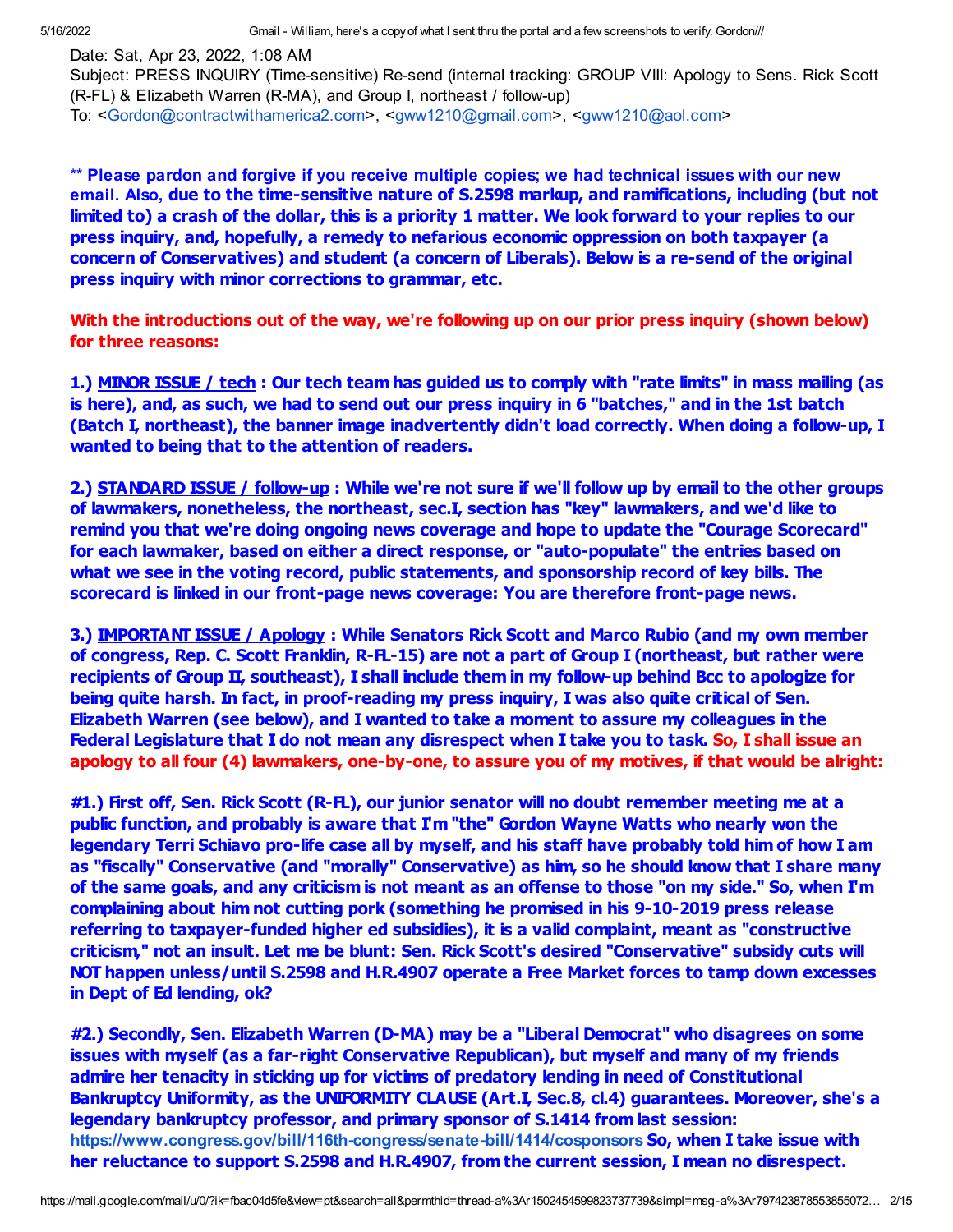Date: Sat, Apr 23, 2022, 1:08 AM
Subject: PRESS INQUIRY (Time-sensitive) Re-send (internal tracking: GROUP VIII: Apology to Sens. Rick Scott (R-FL) & Elizabeth Warren (R-MA), and Group I, northeast / follow-up)
To: <Gordon@contractwithamerica2.com>, <gww1210@gmail.com>, <gww1210@aol.com>

**\*\* Please pardon and forgive if you receive multiple copies; we had technical issues with our new email. Also, due to the time-sensitive nature of S.2598 markup, and ramifications, including (but not limited to) a crash of the dollar, this is a priority 1 matter. We look forward to your replies to our press inquiry, and, hopefully, a remedy to nefarious economic oppression on both taxpayer (a concern of Conservatives) and student (a concern of Liberals). Below is a re-send of the original press inquiry with minor corrections to grammar, etc.**

**With the introductions out of the way, we're following up on our prior press inquiry (shown below) for three reasons:**

**1.) MINOR ISSUE / tech : Our tech team has guided us to comply with "rate limits" in mass mailing (as is here), and, as such, we had to send out our press inquiry in 6 "batches," and in the 1st batch (Batch I, northeast), the banner image inadvertently didn't load correctly. When doing a follow-up, I wanted to being that to the attention of readers.**

**2.) STANDARD ISSUE / follow-up : While we're not sure if we'll follow up by email to the other groups of lawmakers, nonetheless, the northeast, sec.I, section has "key" lawmakers, and we'd like to remind you that we're doing ongoing news coverage and hope to update the "Courage Scorecard" for each lawmaker, based on either a direct response, or "auto-populate" the entries based on what we see in the voting record, public statements, and sponsorship record of key bills. The scorecard is linked in our front-page news coverage: You are therefore front-page news.**

**3.) IMPORTANT ISSUE / Apology : While Senators Rick Scott and Marco Rubio (and my own member of congress, Rep. C. Scott Franklin, R-FL-15) are not a part of Group I (northeast, but rather were recipients of Group II, southeast), I shall include them in my follow-up behind Bcc to apologize for being quite harsh. In fact, in proof-reading my press inquiry, I was also quite critical of Sen. Elizabeth Warren (see below), and I wanted to take a moment to assure my colleagues in the Federal Legislature that I do not mean any disrespect when I take you to task. So, I shall issue an apology to all four (4) lawmakers, one-by-one, to assure you of my motives, if that would be alright:**

**#1.) First off, Sen. Rick Scott (R-FL), our junior senator will no doubt remember meeting me at a public function, and probably is aware that I'm "the" Gordon Wayne Watts who nearly won the legendary Terri Schiavo pro-life case all by myself, and his staff have probably told him of how I am as "fiscally" Conservative (and "morally" Conservative) as him, so he should know that I share many of the same goals, and any criticism is not meant as an offense to those "on my side." So, when I'm complaining about him not cutting pork (something he promised in his 9-10-2019 press release referring to taxpayer-funded higher ed subsidies), it is a valid complaint, meant as "constructive criticism," not an insult. Let me be blunt: Sen. Rick Scott's desired "Conservative" subsidy cuts will NOT happen unless/until S.2598 and H.R.4907 operate a Free Market forces to tamp down excesses in Dept of Ed lending, ok?**

**#2.) Secondly, Sen. Elizabeth Warren (D-MA) may be a "Liberal Democrat" who disagrees on some issues with myself (as a far-right Conservative Republican), but myself and many of my friends admire her tenacity in sticking up for victims of predatory lending in need of Constitutional Bankruptcy Uniformity, as the UNIFORMITY CLAUSE (Art.I, Sec.8, cl.4) guarantees. Moreover, she's a legendary bankruptcy professor, and primary sponsor of S.1414 from last session: https://www.congress.gov/bill/116th-congress/senate-bill/1414/cosponsors So, when I take issue with her reluctance to support S.2598 and H.R.4907, from the current session, I mean no disrespect.**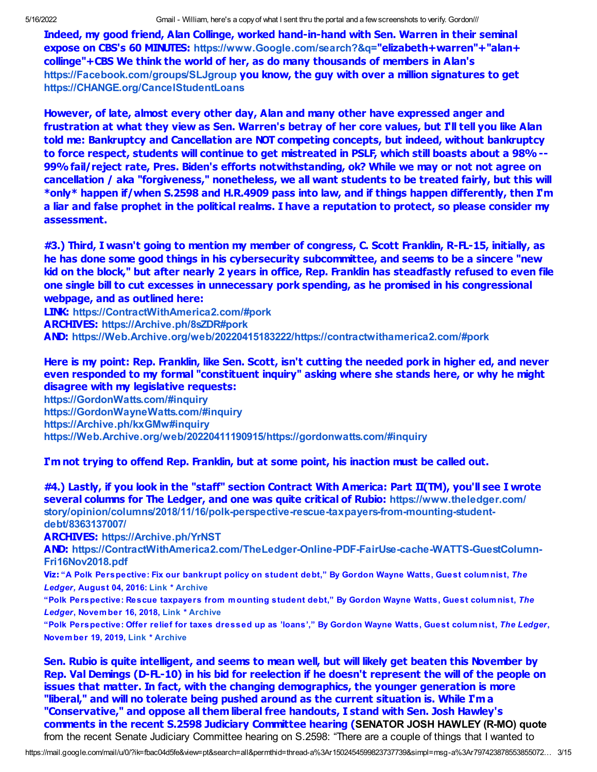**Indeed, my good friend, Alan Collinge, worked hand-in-hand with Sen. Warren in their seminal expose on CBS's 60 MINUTES: https://www.Google.com/search?&q="elizabeth+warren"+"alan+collinge"+CBS We think the world of her, as do many thousands of members in Alan's https://Facebook.com/groups/SLJgroup you know, the guy with over a million signatures to get https://CHANGE.org/CancelStudentLoans**

**However, of late, almost every other day, Alan and many other have expressed anger and frustration at what they view as Sen. Warren's betray of her core values, but I'll tell you like Alan told me: Bankruptcy and Cancellation are NOT competing concepts, but indeed, without bankruptcy to force respect, students will continue to get mistreated in PSLF, which still boasts about a 98% -- 99% fail/reject rate, Pres. Biden's efforts notwithstanding, ok? While we may or not not agree on cancellation / aka "forgiveness," nonetheless, we all want students to be treated fairly, but this will *only* happen if/when S.2598 and H.R.4909 pass into law, and if things happen differently, then I'm a liar and false prophet in the political realms. I have a reputation to protect, so please consider my assessment.**

**#3.) Third, I wasn't going to mention my member of congress, C. Scott Franklin, R-FL-15, initially, as he has done some good things in his cybersecurity subcommittee, and seems to be a sincere "new kid on the block," but after nearly 2 years in office, Rep. Franklin has steadfastly refused to even file one single bill to cut excesses in unnecessary pork spending, as he promised in his congressional webpage, and as outlined here:**
**LINK:** https://ContractWithAmerica2.com/#pork
**ARCHIVES:** https://Archive.ph/8sZDR#pork
**AND:** https://Web.Archive.org/web/20220415183222/https://contractwithamerica2.com/#pork

**Here is my point: Rep. Franklin, like Sen. Scott, isn't cutting the needed pork in higher ed, and never even responded to my formal "constituent inquiry" asking where she stands here, or why he might disagree with my legislative requests:**
https://GordonWatts.com/#inquiry
https://GordonWayneWatts.com/#inquiry
https://Archive.ph/kxGMw#inquiry
https://Web.Archive.org/web/20220411190915/https://gordonwatts.com/#inquiry

**I'm not trying to offend Rep. Franklin, but at some point, his inaction must be called out.**

**#4.) Lastly, if you look in the "staff" section Contract With America: Part II(TM), you'll see I wrote several columns for The Ledger, and one was quite critical of Rubio:** https://www.theledger.com/story/opinion/columns/2018/11/16/polk-perspective-rescue-taxpayers-from-mounting-student-debt/8363137007/
**ARCHIVES:** https://Archive.ph/YrNST
**AND:** https://ContractWithAmerica2.com/TheLedger-Online-PDF-FairUse-cache-WATTS-GuestColumn-Fri16Nov2018.pdf
**Viz: "A Polk Perspective: Fix our bankrupt policy on student debt," By Gordon Wayne Watts, Guest columnist, *The Ledger*, August 04, 2016: Link * Archive**
**"Polk Perspective: Rescue taxpayers from mounting student debt," By Gordon Wayne Watts, Guest columnist, *The Ledger*, November 16, 2018, Link * Archive**
**"Polk Perspective: Offer relief for taxes dressed up as 'loans'," By Gordon Wayne Watts, Guest columnist, *The Ledger*, November 19, 2019, Link * Archive**

**Sen. Rubio is quite intelligent, and seems to mean well, but will likely get beaten this November by Rep. Val Demings (D-FL-10) in his bid for reelection if he doesn't represent the will of the people on issues that matter. In fact, with the changing demographics, the younger generation is more "liberal," and will no tolerate being pushed around as the current situation is. While I'm a "Conservative," and oppose all them liberal free handouts, I stand with Sen. Josh Hawley's comments in the recent S.2598 Judiciary Committee hearing (SENATOR JOSH HAWLEY (R-MO) quote** from the recent Senate Judiciary Committee hearing on S.2598: "There are a couple of things that I wanted to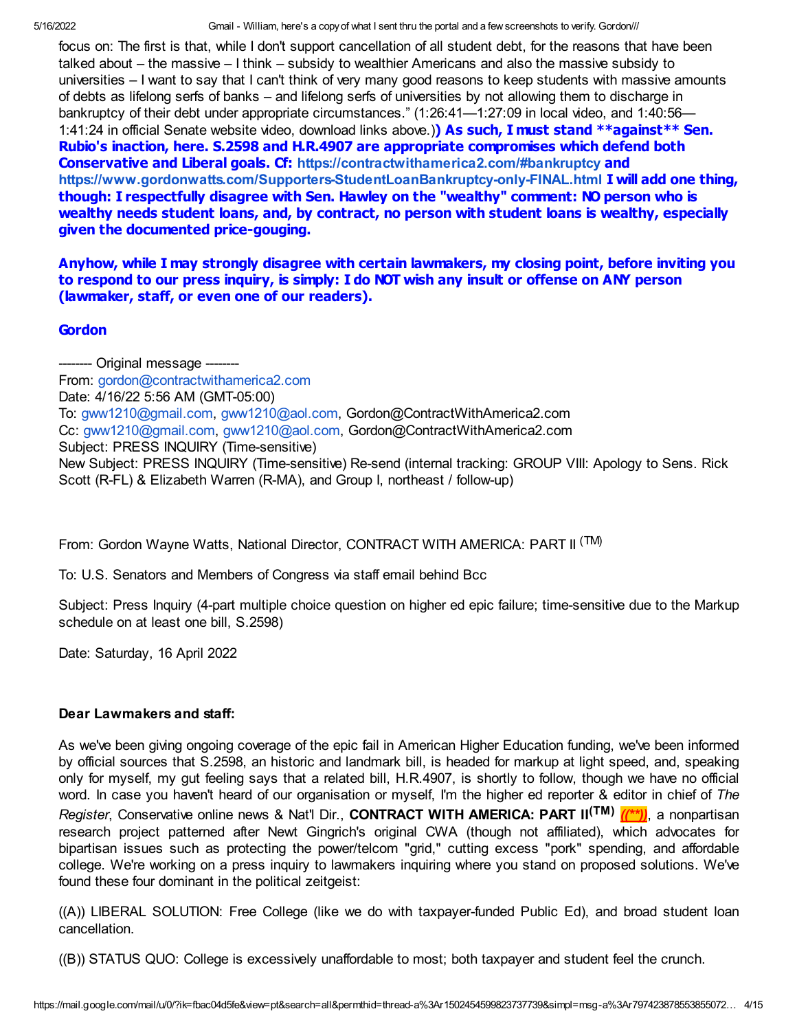focus on: The first is that, while I don't support cancellation of all student debt, for the reasons that have been talked about – the massive – I think – subsidy to wealthier Americans and also the massive subsidy to universities – I want to say that I can't think of very many good reasons to keep students with massive amounts of debts as lifelong serfs of banks – and lifelong serfs of universities by not allowing them to discharge in bankruptcy of their debt under appropriate circumstances." (1:26:41—1:27:09 in local video, and 1:40:56—1:41:24 in official Senate website video, download links above.)**) As such, I must stand **against** Sen. Rubio's inaction, here. S.2598 and H.R.4907 are appropriate compromises which defend both Conservative and Liberal goals. Cf:** https://contractwithamerica2.com/#bankruptcy **and** https://www.gordonwatts.com/Supporters-StudentLoanBankruptcy-only-FINAL.html **I will add one thing, though: I respectfully disagree with Sen. Hawley on the "wealthy" comment: NO person who is wealthy needs student loans, and, by contract, no person with student loans is wealthy, especially given the documented price-gouging.**

**Anyhow, while I may strongly disagree with certain lawmakers, my closing point, before inviting you to respond to our press inquiry, is simply: I do NOT wish any insult or offense on ANY person (lawmaker, staff, or even one of our readers).**

**Gordon**

-------- Original message --------
From: gordon@contractwithamerica2.com
Date: 4/16/22 5:56 AM (GMT-05:00)
To: gww1210@gmail.com, gww1210@aol.com, Gordon@ContractWithAmerica2.com
Cc: gww1210@gmail.com, gww1210@aol.com, Gordon@ContractWithAmerica2.com
Subject: PRESS INQUIRY (Time-sensitive)
New Subject: PRESS INQUIRY (Time-sensitive) Re-send (internal tracking: GROUP VIII: Apology to Sens. Rick Scott (R-FL) & Elizabeth Warren (R-MA), and Group I, northeast / follow-up)

From: Gordon Wayne Watts, National Director, CONTRACT WITH AMERICA: PART II (TM)

To: U.S. Senators and Members of Congress via staff email behind Bcc

Subject: Press Inquiry (4-part multiple choice question on higher ed epic failure; time-sensitive due to the Markup schedule on at least one bill, S.2598)

Date: Saturday, 16 April 2022

**Dear Lawmakers and staff:**

As we've been giving ongoing coverage of the epic fail in American Higher Education funding, we've been informed by official sources that S.2598, an historic and landmark bill, is headed for markup at light speed, and, speaking only for myself, my gut feeling says that a related bill, H.R.4907, is shortly to follow, though we have no official word. In case you haven't heard of our organisation or myself, I'm the higher ed reporter & editor in chief of *The Register*, Conservative online news & Nat'l Dir., **CONTRACT WITH AMERICA: PART II(TM)** *((\*\*))*, a nonpartisan research project patterned after Newt Gingrich's original CWA (though not affiliated), which advocates for bipartisan issues such as protecting the power/telcom "grid," cutting excess "pork" spending, and affordable college. We're working on a press inquiry to lawmakers inquiring where you stand on proposed solutions. We've found these four dominant in the political zeitgeist:

((A)) LIBERAL SOLUTION: Free College (like we do with taxpayer-funded Public Ed), and broad student loan cancellation.

((B)) STATUS QUO: College is excessively unaffordable to most; both taxpayer and student feel the crunch.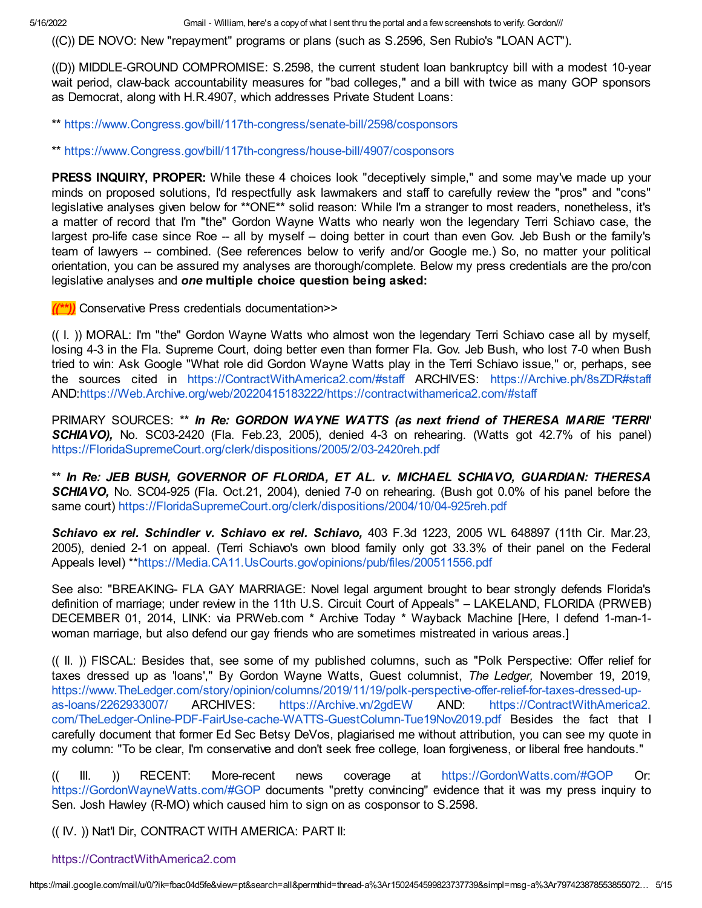((C)) DE NOVO: New "repayment" programs or plans (such as S.2596, Sen Rubio's "LOAN ACT").

((D)) MIDDLE-GROUND COMPROMISE: S.2598, the current student loan bankruptcy bill with a modest 10-year wait period, claw-back accountability measures for "bad colleges," and a bill with twice as many GOP sponsors as Democrat, along with H.R.4907, which addresses Private Student Loans:

** https://www.Congress.gov/bill/117th-congress/senate-bill/2598/cosponsors

** https://www.Congress.gov/bill/117th-congress/house-bill/4907/cosponsors

**PRESS INQUIRY, PROPER:** While these 4 choices look "deceptively simple," and some may've made up your minds on proposed solutions, I'd respectfully ask lawmakers and staff to carefully review the "pros" and "cons" legislative analyses given below for **ONE** solid reason: While I'm a stranger to most readers, nonetheless, it's a matter of record that I'm "the" Gordon Wayne Watts who nearly won the legendary Terri Schiavo case, the largest pro-life case since Roe -- all by myself -- doing better in court than even Gov. Jeb Bush or the family's team of lawyers -- combined. (See references below to verify and/or Google me.) So, no matter your political orientation, you can be assured my analyses are thorough/complete. Below my press credentials are the pro/con legislative analyses and ***one*** **multiple choice question being asked:**

***((**))*** Conservative Press credentials documentation>>

(( I. )) MORAL: I'm "the" Gordon Wayne Watts who almost won the legendary Terri Schiavo case all by myself, losing 4-3 in the Fla. Supreme Court, doing better even than former Fla. Gov. Jeb Bush, who lost 7-0 when Bush tried to win: Ask Google "What role did Gordon Wayne Watts play in the Terri Schiavo issue," or, perhaps, see the sources cited in https://ContractWithAmerica2.com/#staff ARCHIVES: https://Archive.ph/8sZDR#staff AND:https://Web.Archive.org/web/20220415183222/https://contractwithamerica2.com/#staff

PRIMARY SOURCES: ** ***In Re: GORDON WAYNE WATTS (as next friend of THERESA MARIE 'TERRI' SCHIAVO),*** No. SC03-2420 (Fla. Feb.23, 2005), denied 4-3 on rehearing. (Watts got 42.7% of his panel) https://FloridaSupremeCourt.org/clerk/dispositions/2005/2/03-2420reh.pdf

** ***In Re: JEB BUSH, GOVERNOR OF FLORIDA, ET AL. v. MICHAEL SCHIAVO, GUARDIAN: THERESA SCHIAVO,*** No. SC04-925 (Fla. Oct.21, 2004), denied 7-0 on rehearing. (Bush got 0.0% of his panel before the same court) https://FloridaSupremeCourt.org/clerk/dispositions/2004/10/04-925reh.pdf

***Schiavo ex rel. Schindler v. Schiavo ex rel. Schiavo,*** 403 F.3d 1223, 2005 WL 648897 (11th Cir. Mar.23, 2005), denied 2-1 on appeal. (Terri Schiavo's own blood family only got 33.3% of their panel on the Federal Appeals level) **https://Media.CA11.UsCourts.gov/opinions/pub/files/200511556.pdf

See also: "BREAKING- FLA GAY MARRIAGE: Novel legal argument brought to bear strongly defends Florida's definition of marriage; under review in the 11th U.S. Circuit Court of Appeals" – LAKELAND, FLORIDA (PRWEB) DECEMBER 01, 2014, LINK: via PRWeb.com * Archive Today * Wayback Machine [Here, I defend 1-man-1-woman marriage, but also defend our gay friends who are sometimes mistreated in various areas.]

(( II. )) FISCAL: Besides that, see some of my published columns, such as "Polk Perspective: Offer relief for taxes dressed up as 'loans'," By Gordon Wayne Watts, Guest columnist, *The Ledger,* November 19, 2019, https://www.TheLedger.com/story/opinion/columns/2019/11/19/polk-perspective-offer-relief-for-taxes-dressed-up-as-loans/2262933007/ ARCHIVES: https://Archive.vn/2gdEW AND: https://ContractWithAmerica2.com/TheLedger-Online-PDF-FairUse-cache-WATTS-GuestColumn-Tue19Nov2019.pdf Besides the fact that I carefully document that former Ed Sec Betsy DeVos, plagiarised me without attribution, you can see my quote in my column: "To be clear, I'm conservative and don't seek free college, loan forgiveness, or liberal free handouts."

(( III. )) RECENT: More-recent news coverage at https://GordonWatts.com/#GOP Or: https://GordonWayneWatts.com/#GOP documents "pretty convincing" evidence that it was my press inquiry to Sen. Josh Hawley (R-MO) which caused him to sign on as cosponsor to S.2598.

(( IV. )) Nat'l Dir, CONTRACT WITH AMERICA: PART II:

https://ContractWithAmerica2.com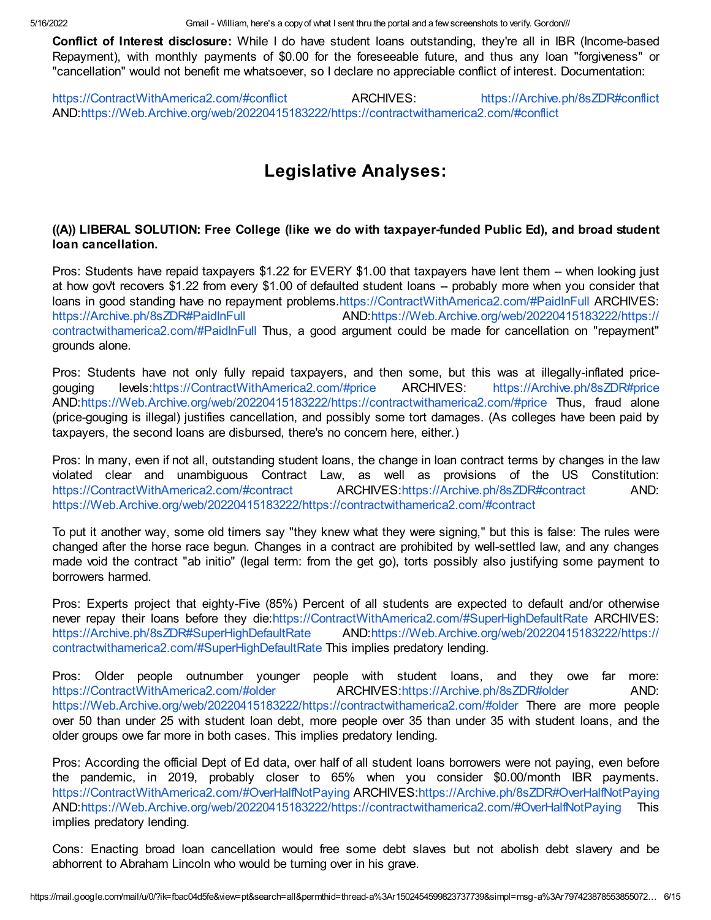**Conflict of Interest disclosure:** While I do have student loans outstanding, they're all in IBR (Income-based Repayment), with monthly payments of $0.00 for the foreseeable future, and thus any loan "forgiveness" or "cancellation" would not benefit me whatsoever, so I declare no appreciable conflict of interest. Documentation:

https://ContractWithAmerica2.com/#conflict ARCHIVES: https://Archive.ph/8sZDR#conflict AND:https://Web.Archive.org/web/20220415183222/https://contractwithamerica2.com/#conflict

# Legislative Analyses:

### ((A)) LIBERAL SOLUTION: Free College (like we do with taxpayer-funded Public Ed), and broad student loan cancellation.

Pros: Students have repaid taxpayers $1.22 for EVERY $1.00 that taxpayers have lent them -- when looking just at how gov't recovers $1.22 from every $1.00 of defaulted student loans -- probably more when you consider that loans in good standing have no repayment problems.https://ContractWithAmerica2.com/#PaidInFull ARCHIVES: https://Archive.ph/8sZDR#PaidInFull AND:https://Web.Archive.org/web/20220415183222/https://contractwithamerica2.com/#PaidInFull Thus, a good argument could be made for cancellation on "repayment" grounds alone.

Pros: Students have not only fully repaid taxpayers, and then some, but this was at illegally-inflated price-gouging levels:https://ContractWithAmerica2.com/#price ARCHIVES: https://Archive.ph/8sZDR#price AND:https://Web.Archive.org/web/20220415183222/https://contractwithamerica2.com/#price Thus, fraud alone (price-gouging is illegal) justifies cancellation, and possibly some tort damages. (As colleges have been paid by taxpayers, the second loans are disbursed, there's no concern here, either.)

Pros: In many, even if not all, outstanding student loans, the change in loan contract terms by changes in the law violated clear and unambiguous Contract Law, as well as provisions of the US Constitution: https://ContractWithAmerica2.com/#contract ARCHIVES:https://Archive.ph/8sZDR#contract AND: https://Web.Archive.org/web/20220415183222/https://contractwithamerica2.com/#contract

To put it another way, some old timers say "they knew what they were signing," but this is false: The rules were changed after the horse race begun. Changes in a contract are prohibited by well-settled law, and any changes made void the contract "ab initio" (legal term: from the get go), torts possibly also justifying some payment to borrowers harmed.

Pros: Experts project that eighty-Five (85%) Percent of all students are expected to default and/or otherwise never repay their loans before they die:https://ContractWithAmerica2.com/#SuperHighDefaultRate ARCHIVES: https://Archive.ph/8sZDR#SuperHighDefaultRate AND:https://Web.Archive.org/web/20220415183222/https://contractwithamerica2.com/#SuperHighDefaultRate This implies predatory lending.

Pros: Older people outnumber younger people with student loans, and they owe far more: https://ContractWithAmerica2.com/#older ARCHIVES:https://Archive.ph/8sZDR#older AND: https://Web.Archive.org/web/20220415183222/https://contractwithamerica2.com/#older There are more people over 50 than under 25 with student loan debt, more people over 35 than under 35 with student loans, and the older groups owe far more in both cases. This implies predatory lending.

Pros: According the official Dept of Ed data, over half of all student loans borrowers were not paying, even before the pandemic, in 2019, probably closer to 65% when you consider $0.00/month IBR payments. https://ContractWithAmerica2.com/#OverHalfNotPaying ARCHIVES:https://Archive.ph/8sZDR#OverHalfNotPaying AND:https://Web.Archive.org/web/20220415183222/https://contractwithamerica2.com/#OverHalfNotPaying This implies predatory lending.

Cons: Enacting broad loan cancellation would free some debt slaves but not abolish debt slavery and be abhorrent to Abraham Lincoln who would be turning over in his grave.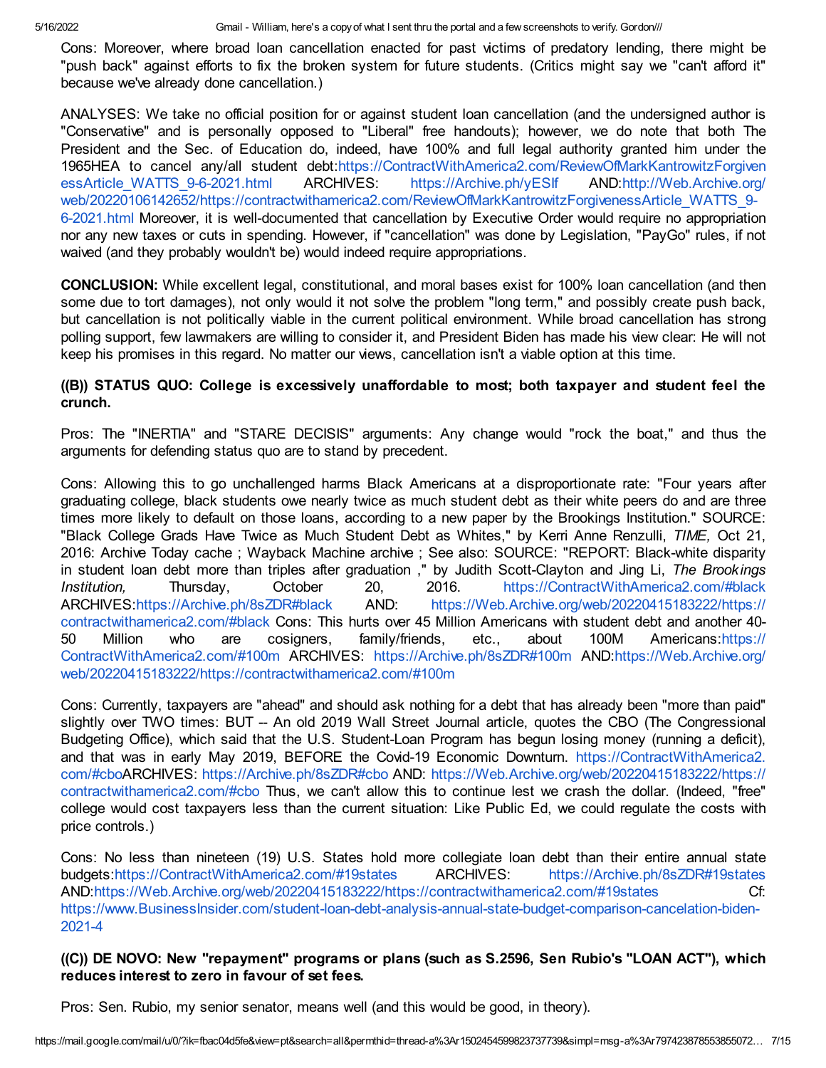Cons: Moreover, where broad loan cancellation enacted for past victims of predatory lending, there might be "push back" against efforts to fix the broken system for future students. (Critics might say we "can't afford it" because we've already done cancellation.)

ANALYSES: We take no official position for or against student loan cancellation (and the undersigned author is "Conservative" and is personally opposed to "Liberal" free handouts); however, we do note that both The President and the Sec. of Education do, indeed, have 100% and full legal authority granted him under the 1965HEA to cancel any/all student debt:https://ContractWithAmerica2.com/ReviewOfMarkKantrowitzForgivenessArticle_WATTS_9-6-2021.html ARCHIVES: https://Archive.ph/yESIf AND:http://Web.Archive.org/web/20220106142652/https://contractwithamerica2.com/ReviewOfMarkKantrowitzForgivenessArticle_WATTS_9-6-2021.html Moreover, it is well-documented that cancellation by Executive Order would require no appropriation nor any new taxes or cuts in spending. However, if "cancellation" was done by Legislation, "PayGo" rules, if not waived (and they probably wouldn't be) would indeed require appropriations.

**CONCLUSION:** While excellent legal, constitutional, and moral bases exist for 100% loan cancellation (and then some due to tort damages), not only would it not solve the problem "long term," and possibly create push back, but cancellation is not politically viable in the current political environment. While broad cancellation has strong polling support, few lawmakers are willing to consider it, and President Biden has made his view clear: He will not keep his promises in this regard. No matter our views, cancellation isn't a viable option at this time.

**((B)) STATUS QUO: College is excessively unaffordable to most; both taxpayer and student feel the crunch.**

Pros: The "INERTIA" and "STARE DECISIS" arguments: Any change would "rock the boat," and thus the arguments for defending status quo are to stand by precedent.

Cons: Allowing this to go unchallenged harms Black Americans at a disproportionate rate: "Four years after graduating college, black students owe nearly twice as much student debt as their white peers do and are three times more likely to default on those loans, according to a new paper by the Brookings Institution." SOURCE: "Black College Grads Have Twice as Much Student Debt as Whites," by Kerri Anne Renzulli, *TIME,* Oct 21, 2016: Archive Today cache ; Wayback Machine archive ; See also: SOURCE: "REPORT: Black-white disparity in student loan debt more than triples after graduation ," by Judith Scott-Clayton and Jing Li, *The Brookings Institution,* Thursday, October 20, 2016. https://ContractWithAmerica2.com/#black ARCHIVES:https://Archive.ph/8sZDR#black AND: https://Web.Archive.org/web/20220415183222/https://contractwithamerica2.com/#black Cons: This hurts over 45 Million Americans with student debt and another 40-50 Million who are cosigners, family/friends, etc., about 100M Americans:https://ContractWithAmerica2.com/#100m ARCHIVES: https://Archive.ph/8sZDR#100m AND:https://Web.Archive.org/web/20220415183222/https://contractwithamerica2.com/#100m

Cons: Currently, taxpayers are "ahead" and should ask nothing for a debt that has already been "more than paid" slightly over TWO times: BUT -- An old 2019 Wall Street Journal article, quotes the CBO (The Congressional Budgeting Office), which said that the U.S. Student-Loan Program has begun losing money (running a deficit), and that was in early May 2019, BEFORE the Covid-19 Economic Downturn. https://ContractWithAmerica2.com/#cboARCHIVES: https://Archive.ph/8sZDR#cbo AND: https://Web.Archive.org/web/20220415183222/https://contractwithamerica2.com/#cbo Thus, we can't allow this to continue lest we crash the dollar. (Indeed, "free" college would cost taxpayers less than the current situation: Like Public Ed, we could regulate the costs with price controls.)

Cons: No less than nineteen (19) U.S. States hold more collegiate loan debt than their entire annual state budgets:https://ContractWithAmerica2.com/#19states ARCHIVES: https://Archive.ph/8sZDR#19states AND:https://Web.Archive.org/web/20220415183222/https://contractwithamerica2.com/#19states Cf: https://www.BusinessInsider.com/student-loan-debt-analysis-annual-state-budget-comparison-cancelation-biden-2021-4

**((C)) DE NOVO: New "repayment" programs or plans (such as S.2596, Sen Rubio's "LOAN ACT"), which reduces interest to zero in favour of set fees.**

Pros: Sen. Rubio, my senior senator, means well (and this would be good, in theory).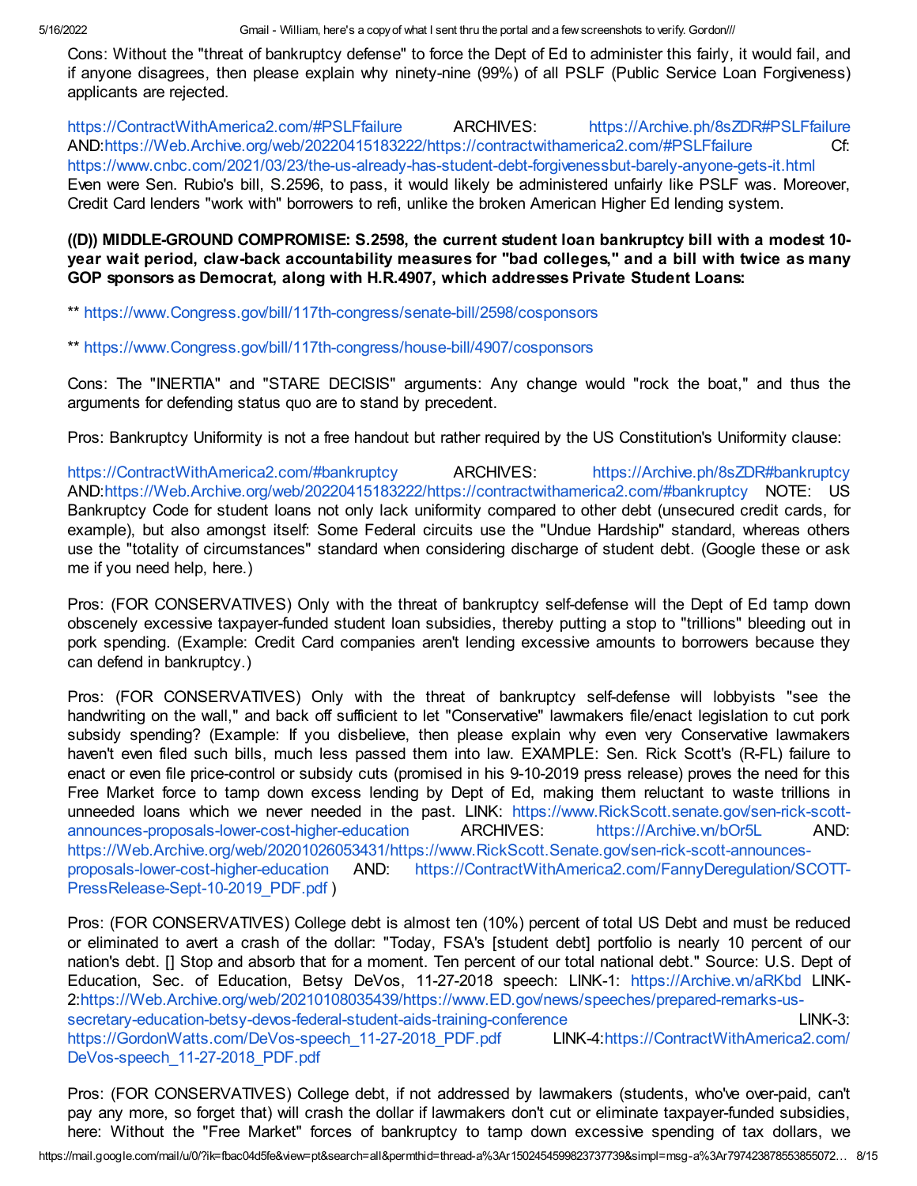Cons: Without the "threat of bankruptcy defense" to force the Dept of Ed to administer this fairly, it would fail, and if anyone disagrees, then please explain why ninety-nine (99%) of all PSLF (Public Service Loan Forgiveness) applicants are rejected.

https://ContractWithAmerica2.com/#PSLFfailure ARCHIVES: https://Archive.ph/8sZDR#PSLFfailure AND:https://Web.Archive.org/web/20220415183222/https://contractwithamerica2.com/#PSLFfailure Cf: https://www.cnbc.com/2021/03/23/the-us-already-has-student-debt-forgivenessbut-barely-anyone-gets-it.html Even were Sen. Rubio's bill, S.2596, to pass, it would likely be administered unfairly like PSLF was. Moreover, Credit Card lenders "work with" borrowers to refi, unlike the broken American Higher Ed lending system.

**((D)) MIDDLE-GROUND COMPROMISE: S.2598, the current student loan bankruptcy bill with a modest 10-year wait period, claw-back accountability measures for "bad colleges," and a bill with twice as many GOP sponsors as Democrat, along with H.R.4907, which addresses Private Student Loans:**

** https://www.Congress.gov/bill/117th-congress/senate-bill/2598/cosponsors

** https://www.Congress.gov/bill/117th-congress/house-bill/4907/cosponsors

Cons: The "INERTIA" and "STARE DECISIS" arguments: Any change would "rock the boat," and thus the arguments for defending status quo are to stand by precedent.

Pros: Bankruptcy Uniformity is not a free handout but rather required by the US Constitution's Uniformity clause:

https://ContractWithAmerica2.com/#bankruptcy ARCHIVES: https://Archive.ph/8sZDR#bankruptcy AND:https://Web.Archive.org/web/20220415183222/https://contractwithamerica2.com/#bankruptcy NOTE: US Bankruptcy Code for student loans not only lack uniformity compared to other debt (unsecured credit cards, for example), but also amongst itself: Some Federal circuits use the "Undue Hardship" standard, whereas others use the "totality of circumstances" standard when considering discharge of student debt. (Google these or ask me if you need help, here.)

Pros: (FOR CONSERVATIVES) Only with the threat of bankruptcy self-defense will the Dept of Ed tamp down obscenely excessive taxpayer-funded student loan subsidies, thereby putting a stop to "trillions" bleeding out in pork spending. (Example: Credit Card companies aren't lending excessive amounts to borrowers because they can defend in bankruptcy.)

Pros: (FOR CONSERVATIVES) Only with the threat of bankruptcy self-defense will lobbyists "see the handwriting on the wall," and back off sufficient to let "Conservative" lawmakers file/enact legislation to cut pork subsidy spending? (Example: If you disbelieve, then please explain why even very Conservative lawmakers haven't even filed such bills, much less passed them into law. EXAMPLE: Sen. Rick Scott's (R-FL) failure to enact or even file price-control or subsidy cuts (promised in his 9-10-2019 press release) proves the need for this Free Market force to tamp down excess lending by Dept of Ed, making them reluctant to waste trillions in unneeded loans which we never needed in the past. LINK: https://www.RickScott.senate.gov/sen-rick-scott-announces-proposals-lower-cost-higher-education ARCHIVES: https://Archive.vn/bOr5L AND: https://Web.Archive.org/web/20201026053431/https://www.RickScott.Senate.gov/sen-rick-scott-announces-proposals-lower-cost-higher-education AND: https://ContractWithAmerica2.com/FannyDeregulation/SCOTT-PressRelease-Sept-10-2019_PDF.pdf )

Pros: (FOR CONSERVATIVES) College debt is almost ten (10%) percent of total US Debt and must be reduced or eliminated to avert a crash of the dollar: "Today, FSA's [student debt] portfolio is nearly 10 percent of our nation's debt. [] Stop and absorb that for a moment. Ten percent of our total national debt." Source: U.S. Dept of Education, Sec. of Education, Betsy DeVos, 11-27-2018 speech: LINK-1: https://Archive.vn/aRKbd LINK-2:https://Web.Archive.org/web/20210108035439/https://www.ED.gov/news/speeches/prepared-remarks-us-secretary-education-betsy-devos-federal-student-aids-training-conference LINK-3: https://GordonWatts.com/DeVos-speech_11-27-2018_PDF.pdf LINK-4:https://ContractWithAmerica2.com/DeVos-speech_11-27-2018_PDF.pdf

Pros: (FOR CONSERVATIVES) College debt, if not addressed by lawmakers (students, who've over-paid, can't pay any more, so forget that) will crash the dollar if lawmakers don't cut or eliminate taxpayer-funded subsidies, here: Without the "Free Market" forces of bankruptcy to tamp down excessive spending of tax dollars, we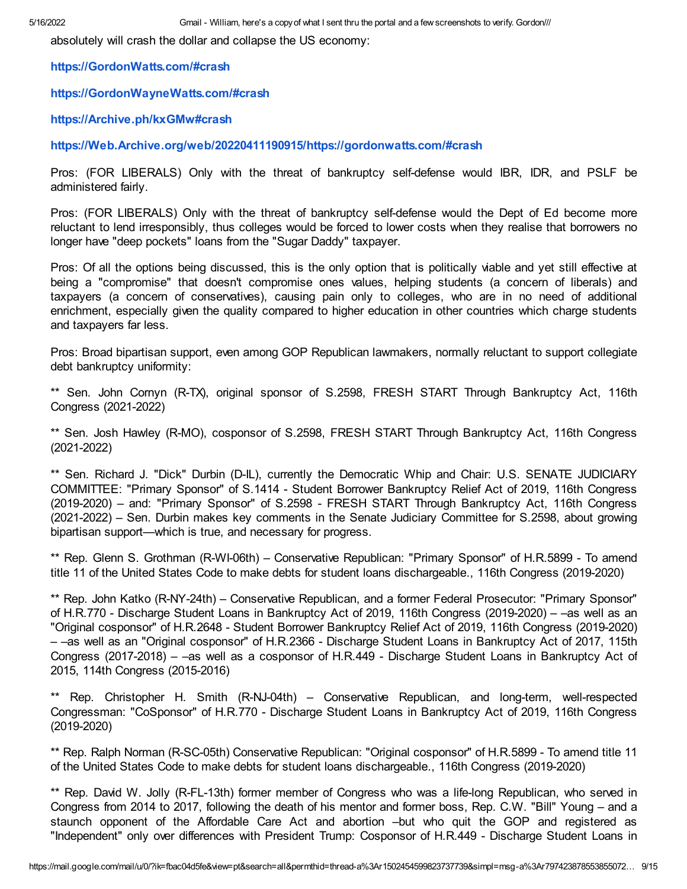absolutely will crash the dollar and collapse the US economy:

**https://GordonWatts.com/#crash**

**https://GordonWayneWatts.com/#crash**

**https://Archive.ph/kxGMw#crash**

**https://Web.Archive.org/web/20220411190915/https://gordonwatts.com/#crash**

Pros: (FOR LIBERALS) Only with the threat of bankruptcy self-defense would IBR, IDR, and PSLF be administered fairly.

Pros: (FOR LIBERALS) Only with the threat of bankruptcy self-defense would the Dept of Ed become more reluctant to lend irresponsibly, thus colleges would be forced to lower costs when they realise that borrowers no longer have "deep pockets" loans from the "Sugar Daddy" taxpayer.

Pros: Of all the options being discussed, this is the only option that is politically viable and yet still effective at being a "compromise" that doesn't compromise ones values, helping students (a concern of liberals) and taxpayers (a concern of conservatives), causing pain only to colleges, who are in no need of additional enrichment, especially given the quality compared to higher education in other countries which charge students and taxpayers far less.

Pros: Broad bipartisan support, even among GOP Republican lawmakers, normally reluctant to support collegiate debt bankruptcy uniformity:

** Sen. John Cornyn (R-TX), original sponsor of S.2598, FRESH START Through Bankruptcy Act, 116th Congress (2021-2022)

** Sen. Josh Hawley (R-MO), cosponsor of S.2598, FRESH START Through Bankruptcy Act, 116th Congress (2021-2022)

** Sen. Richard J. "Dick" Durbin (D-IL), currently the Democratic Whip and Chair: U.S. SENATE JUDICIARY COMMITTEE: "Primary Sponsor" of S.1414 - Student Borrower Bankruptcy Relief Act of 2019, 116th Congress (2019-2020) – and: "Primary Sponsor" of S.2598 - FRESH START Through Bankruptcy Act, 116th Congress (2021-2022) – Sen. Durbin makes key comments in the Senate Judiciary Committee for S.2598, about growing bipartisan support—which is true, and necessary for progress.

** Rep. Glenn S. Grothman (R-WI-06th) – Conservative Republican: "Primary Sponsor" of H.R.5899 - To amend title 11 of the United States Code to make debts for student loans dischargeable., 116th Congress (2019-2020)

** Rep. John Katko (R-NY-24th) – Conservative Republican, and a former Federal Prosecutor: "Primary Sponsor" of H.R.770 - Discharge Student Loans in Bankruptcy Act of 2019, 116th Congress (2019-2020) – –as well as an "Original cosponsor" of H.R.2648 - Student Borrower Bankruptcy Relief Act of 2019, 116th Congress (2019-2020) – –as well as an "Original cosponsor" of H.R.2366 - Discharge Student Loans in Bankruptcy Act of 2017, 115th Congress (2017-2018) – –as well as a cosponsor of H.R.449 - Discharge Student Loans in Bankruptcy Act of 2015, 114th Congress (2015-2016)

** Rep. Christopher H. Smith (R-NJ-04th) – Conservative Republican, and long-term, well-respected Congressman: "CoSponsor" of H.R.770 - Discharge Student Loans in Bankruptcy Act of 2019, 116th Congress (2019-2020)

** Rep. Ralph Norman (R-SC-05th) Conservative Republican: "Original cosponsor" of H.R.5899 - To amend title 11 of the United States Code to make debts for student loans dischargeable., 116th Congress (2019-2020)

** Rep. David W. Jolly (R-FL-13th) former member of Congress who was a life-long Republican, who served in Congress from 2014 to 2017, following the death of his mentor and former boss, Rep. C.W. "Bill" Young – and a staunch opponent of the Affordable Care Act and abortion –but who quit the GOP and registered as "Independent" only over differences with President Trump: Cosponsor of H.R.449 - Discharge Student Loans in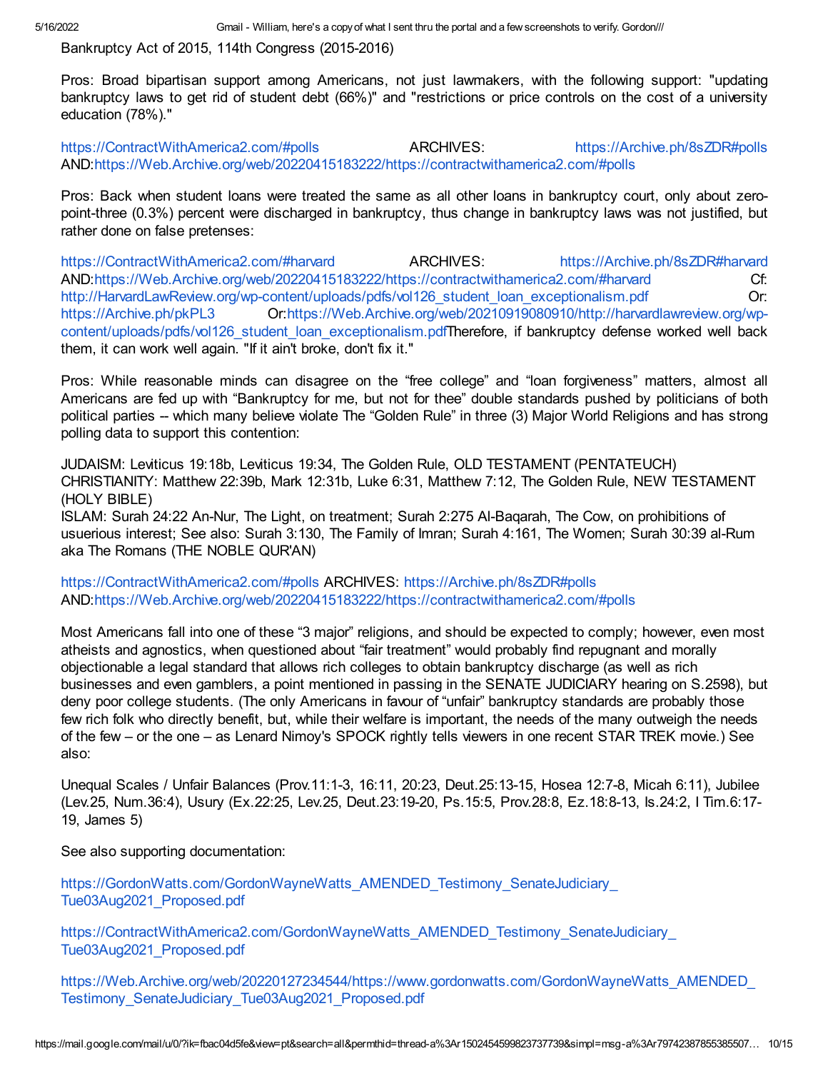Bankruptcy Act of 2015, 114th Congress (2015-2016)

Pros: Broad bipartisan support among Americans, not just lawmakers, with the following support: "updating bankruptcy laws to get rid of student debt (66%)" and "restrictions or price controls on the cost of a university education (78%)."

https://ContractWithAmerica2.com/#polls ARCHIVES: https://Archive.ph/8sZDR#polls AND:https://Web.Archive.org/web/20220415183222/https://contractwithamerica2.com/#polls

Pros: Back when student loans were treated the same as all other loans in bankruptcy court, only about zero-point-three (0.3%) percent were discharged in bankruptcy, thus change in bankruptcy laws was not justified, but rather done on false pretenses:

https://ContractWithAmerica2.com/#harvard ARCHIVES: https://Archive.ph/8sZDR#harvard AND:https://Web.Archive.org/web/20220415183222/https://contractwithamerica2.com/#harvard Cf: http://HarvardLawReview.org/wp-content/uploads/pdfs/vol126_student_loan_exceptionalism.pdf Or: https://Archive.ph/pkPL3 Or:https://Web.Archive.org/web/20210919080910/http://harvardlawreview.org/wp-content/uploads/pdfs/vol126_student_loan_exceptionalism.pdfTherefore, if bankruptcy defense worked well back them, it can work well again. "If it ain't broke, don't fix it."

Pros: While reasonable minds can disagree on the "free college" and "loan forgiveness" matters, almost all Americans are fed up with "Bankruptcy for me, but not for thee" double standards pushed by politicians of both political parties -- which many believe violate The "Golden Rule" in three (3) Major World Religions and has strong polling data to support this contention:

JUDAISM: Leviticus 19:18b, Leviticus 19:34, The Golden Rule, OLD TESTAMENT (PENTATEUCH)
CHRISTIANITY: Matthew 22:39b, Mark 12:31b, Luke 6:31, Matthew 7:12, The Golden Rule, NEW TESTAMENT (HOLY BIBLE)
ISLAM: Surah 24:22 An-Nur, The Light, on treatment; Surah 2:275 Al-Baqarah, The Cow, on prohibitions of usuerious interest; See also: Surah 3:130, The Family of Imran; Surah 4:161, The Women; Surah 30:39 al-Rum aka The Romans (THE NOBLE QUR'AN)

https://ContractWithAmerica2.com/#polls ARCHIVES: https://Archive.ph/8sZDR#polls AND:https://Web.Archive.org/web/20220415183222/https://contractwithamerica2.com/#polls

Most Americans fall into one of these "3 major" religions, and should be expected to comply; however, even most atheists and agnostics, when questioned about "fair treatment" would probably find repugnant and morally objectionable a legal standard that allows rich colleges to obtain bankruptcy discharge (as well as rich businesses and even gamblers, a point mentioned in passing in the SENATE JUDICIARY hearing on S.2598), but deny poor college students. (The only Americans in favour of "unfair" bankruptcy standards are probably those few rich folk who directly benefit, but, while their welfare is important, the needs of the many outweigh the needs of the few – or the one – as Lenard Nimoy's SPOCK rightly tells viewers in one recent STAR TREK movie.) See also:

Unequal Scales / Unfair Balances (Prov.11:1-3, 16:11, 20:23, Deut.25:13-15, Hosea 12:7-8, Micah 6:11), Jubilee (Lev.25, Num.36:4), Usury (Ex.22:25, Lev.25, Deut.23:19-20, Ps.15:5, Prov.28:8, Ez.18:8-13, Is.24:2, I Tim.6:17-19, James 5)

See also supporting documentation:

https://GordonWatts.com/GordonWayneWatts_AMENDED_Testimony_SenateJudiciary_Tue03Aug2021_Proposed.pdf

https://ContractWithAmerica2.com/GordonWayneWatts_AMENDED_Testimony_SenateJudiciary_Tue03Aug2021_Proposed.pdf

https://Web.Archive.org/web/20220127234544/https://www.gordonwatts.com/GordonWayneWatts_AMENDED_Testimony_SenateJudiciary_Tue03Aug2021_Proposed.pdf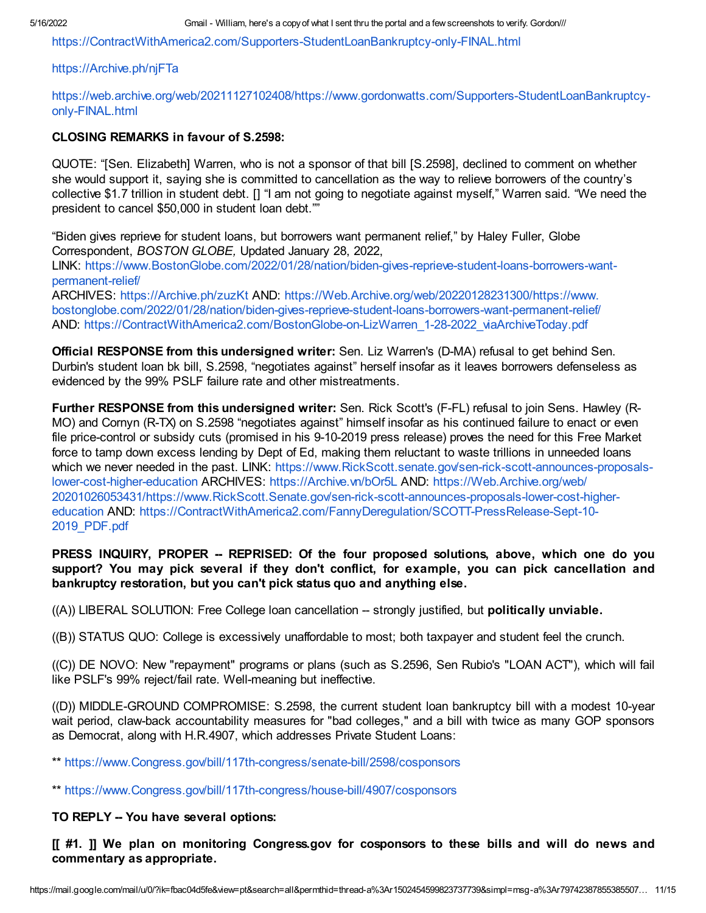https://ContractWithAmerica2.com/Supporters-StudentLoanBankruptcy-only-FINAL.html

https://Archive.ph/njFTa

https://web.archive.org/web/20211127102408/https://www.gordonwatts.com/Supporters-StudentLoanBankruptcy-only-FINAL.html

**CLOSING REMARKS in favour of S.2598:**

QUOTE: "[Sen. Elizabeth] Warren, who is not a sponsor of that bill [S.2598], declined to comment on whether she would support it, saying she is committed to cancellation as the way to relieve borrowers of the country's collective $1.7 trillion in student debt. [] "I am not going to negotiate against myself," Warren said. "We need the president to cancel $50,000 in student loan debt.""

"Biden gives reprieve for student loans, but borrowers want permanent relief," by Haley Fuller, Globe Correspondent, *BOSTON GLOBE,* Updated January 28, 2022,
LINK: https://www.BostonGlobe.com/2022/01/28/nation/biden-gives-reprieve-student-loans-borrowers-want-permanent-relief/
ARCHIVES: https://Archive.ph/zuzKt AND: https://Web.Archive.org/web/20220128231300/https://www.bostonglobe.com/2022/01/28/nation/biden-gives-reprieve-student-loans-borrowers-want-permanent-relief/
AND: https://ContractWithAmerica2.com/BostonGlobe-on-LizWarren_1-28-2022_viaArchiveToday.pdf

**Official RESPONSE from this undersigned writer:** Sen. Liz Warren's (D-MA) refusal to get behind Sen. Durbin's student loan bk bill, S.2598, "negotiates against" herself insofar as it leaves borrowers defenseless as evidenced by the 99% PSLF failure rate and other mistreatments.

**Further RESPONSE from this undersigned writer:** Sen. Rick Scott's (F-FL) refusal to join Sens. Hawley (R-MO) and Cornyn (R-TX) on S.2598 "negotiates against" himself insofar as his continued failure to enact or even file price-control or subsidy cuts (promised in his 9-10-2019 press release) proves the need for this Free Market force to tamp down excess lending by Dept of Ed, making them reluctant to waste trillions in unneeded loans which we never needed in the past. LINK: https://www.RickScott.senate.gov/sen-rick-scott-announces-proposals-lower-cost-higher-education ARCHIVES: https://Archive.vn/bOr5L AND: https://Web.Archive.org/web/20201026053431/https://www.RickScott.Senate.gov/sen-rick-scott-announces-proposals-lower-cost-higher-education AND: https://ContractWithAmerica2.com/FannyDeregulation/SCOTT-PressRelease-Sept-10-2019_PDF.pdf

**PRESS INQUIRY, PROPER -- REPRISED: Of the four proposed solutions, above, which one do you support? You may pick several if they don't conflict, for example, you can pick cancellation and bankruptcy restoration, but you can't pick status quo and anything else.**

((A)) LIBERAL SOLUTION: Free College loan cancellation -- strongly justified, but **politically unviable.**

((B)) STATUS QUO: College is excessively unaffordable to most; both taxpayer and student feel the crunch.

((C)) DE NOVO: New "repayment" programs or plans (such as S.2596, Sen Rubio's "LOAN ACT"), which will fail like PSLF's 99% reject/fail rate. Well-meaning but ineffective.

((D)) MIDDLE-GROUND COMPROMISE: S.2598, the current student loan bankruptcy bill with a modest 10-year wait period, claw-back accountability measures for "bad colleges," and a bill with twice as many GOP sponsors as Democrat, along with H.R.4907, which addresses Private Student Loans:

** https://www.Congress.gov/bill/117th-congress/senate-bill/2598/cosponsors

** https://www.Congress.gov/bill/117th-congress/house-bill/4907/cosponsors

**TO REPLY -- You have several options:**

**[[ #1. ]] We plan on monitoring Congress.gov for cosponsors to these bills and will do news and commentary as appropriate.**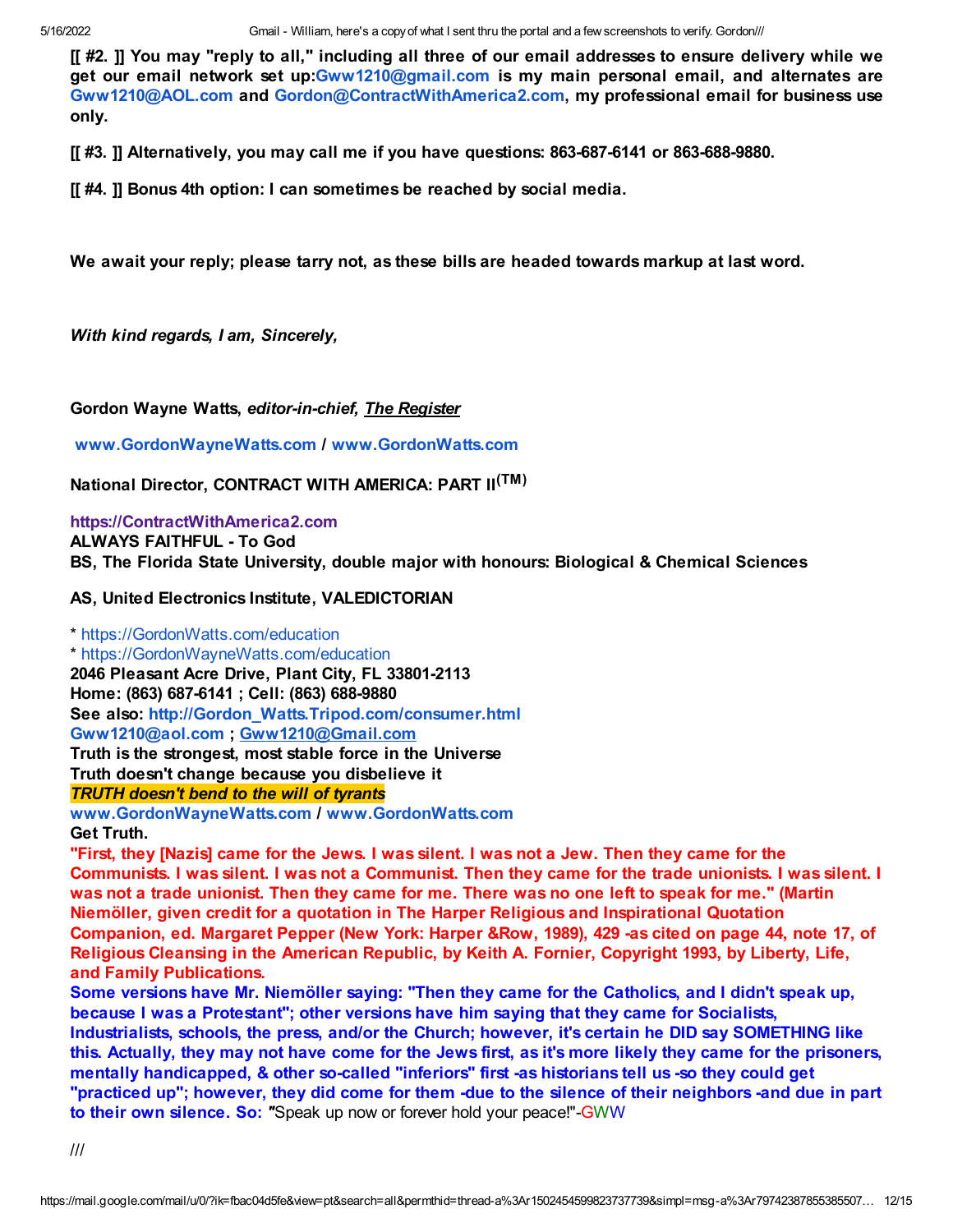**[[ #2. ]] You may "reply to all," including all three of our email addresses to ensure delivery while we get our email network set up:Gww1210@gmail.com is my main personal email, and alternates are Gww1210@AOL.com and Gordon@ContractWithAmerica2.com, my professional email for business use only.**

**[[ #3. ]] Alternatively, you may call me if you have questions: 863-687-6141 or 863-688-9880.**

**[[ #4. ]] Bonus 4th option: I can sometimes be reached by social media.**

**We await your reply; please tarry not, as these bills are headed towards markup at last word.**

***With kind regards, I am, Sincerely,***

**Gordon Wayne Watts, *editor-in-chief, The Register***

**www.GordonWayneWatts.com / www.GordonWatts.com**

**National Director, CONTRACT WITH AMERICA: PART II(TM)**

**https://ContractWithAmerica2.com**
**ALWAYS FAITHFUL - To God**
**BS, The Florida State University, double major with honours: Biological & Chemical Sciences**

**AS, United Electronics Institute, VALEDICTORIAN**

* https://GordonWatts.com/education
* https://GordonWayneWatts.com/education

**2046 Pleasant Acre Drive, Plant City, FL 33801-2113**
**Home: (863) 687-6141 ; Cell: (863) 688-9880**
**See also: http://Gordon_Watts.Tripod.com/consumer.html**
**Gww1210@aol.com ; Gww1210@Gmail.com**
**Truth is the strongest, most stable force in the Universe**
**Truth doesn't change because you disbelieve it**
***TRUTH doesn't bend to the will of tyrants***
**www.GordonWayneWatts.com / www.GordonWatts.com**
**Get Truth.**

**"First, they [Nazis] came for the Jews. I was silent. I was not a Jew. Then they came for the Communists. I was silent. I was not a Communist. Then they came for the trade unionists. I was silent. I was not a trade unionist. Then they came for me. There was no one left to speak for me." (Martin Niemöller, given credit for a quotation in The Harper Religious and Inspirational Quotation Companion, ed. Margaret Pepper (New York: Harper &Row, 1989), 429 -as cited on page 44, note 17, of Religious Cleansing in the American Republic, by Keith A. Fornier, Copyright 1993, by Liberty, Life, and Family Publications.**

**Some versions have Mr. Niemöller saying: "Then they came for the Catholics, and I didn't speak up, because I was a Protestant"; other versions have him saying that they came for Socialists, Industrialists, schools, the press, and/or the Church; however, it's certain he DID say SOMETHING like this. Actually, they may not have come for the Jews first, as it's more likely they came for the prisoners, mentally handicapped, & other so-called "inferiors" first -as historians tell us -so they could get "practiced up"; however, they did come for them -due to the silence of their neighbors -and due in part to their own silence. So: *"*** Speak up now or forever hold your peace!"-GWW

///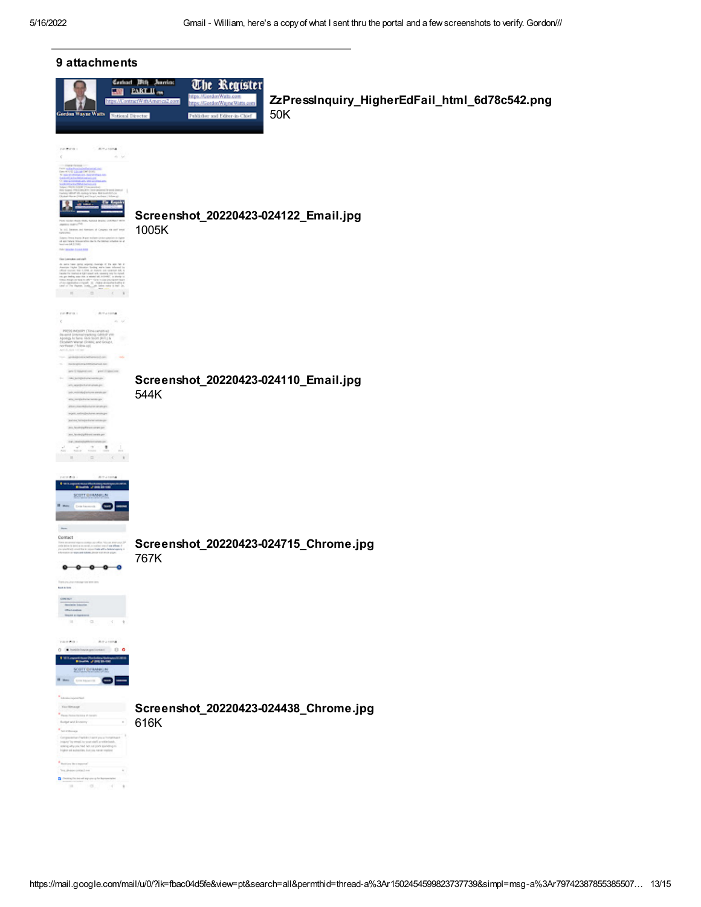## 9 attachments

**ZzPressInquiry_HigherEdFail_html_6d78c542.png**
50K

**Screenshot_20220423-024122_Email.jpg**
1005K

**Screenshot_20220423-024110_Email.jpg**
544K

**Screenshot_20220423-024715_Chrome.jpg**
767K

**Screenshot_20220423-024438_Chrome.jpg**
616K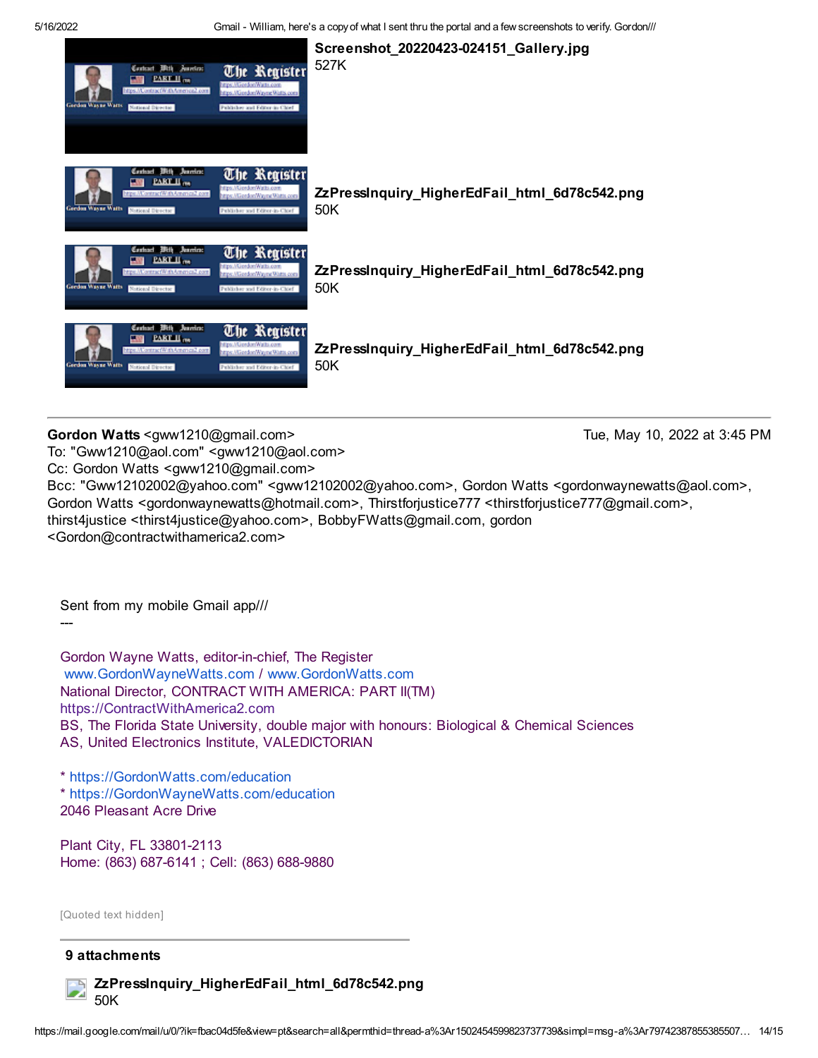**Screenshot_20220423-024151_Gallery.jpg**
527K

**ZzPressInquiry_HigherEdFail_html_6d78c542.png**
50K

**ZzPressInquiry_HigherEdFail_html_6d78c542.png**
50K

**ZzPressInquiry_HigherEdFail_html_6d78c542.png**
50K

---

**Gordon Watts** <gww1210@gmail.com> Tue, May 10, 2022 at 3:45 PM
To: "Gww1210@aol.com" <gww1210@aol.com>
Cc: Gordon Watts <gww1210@gmail.com>
Bcc: "Gww12102002@yahoo.com" <gww12102002@yahoo.com>, Gordon Watts <gordonwaynewatts@aol.com>, Gordon Watts <gordonwaynewatts@hotmail.com>, Thirstforjustice777 <thirstforjustice777@gmail.com>, thirst4justice <thirst4justice@yahoo.com>, BobbyFWatts@gmail.com, gordon <Gordon@contractwithamerica2.com>

Sent from my mobile Gmail app///
---

Gordon Wayne Watts, editor-in-chief, The Register
www.GordonWayneWatts.com / www.GordonWatts.com
National Director, CONTRACT WITH AMERICA: PART II(TM)
https://ContractWithAmerica2.com
BS, The Florida State University, double major with honours: Biological & Chemical Sciences
AS, United Electronics Institute, VALEDICTORIAN

* https://GordonWatts.com/education
* https://GordonWayneWatts.com/education

2046 Pleasant Acre Drive

Plant City, FL 33801-2113
Home: (863) 687-6141 ; Cell: (863) 688-9880

[Quoted text hidden]

---

**9 attachments**

**ZzPressInquiry_HigherEdFail_html_6d78c542.png**
50K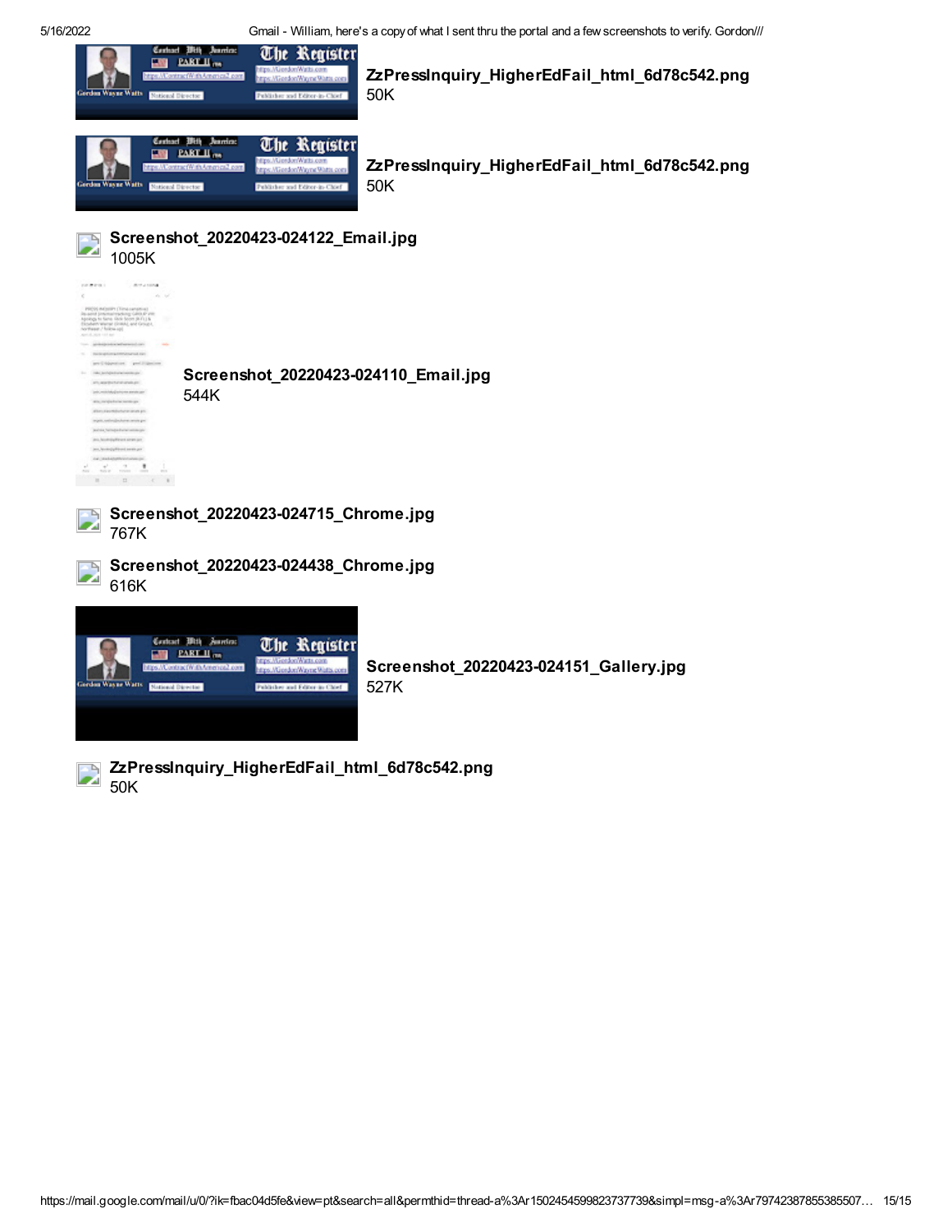**ZzPressInquiry_HigherEdFail_html_6d78c542.png**
50K

**ZzPressInquiry_HigherEdFail_html_6d78c542.png**
50K

**Screenshot_20220423-024122_Email.jpg**
1005K

**Screenshot_20220423-024110_Email.jpg**
544K

**Screenshot_20220423-024715_Chrome.jpg**
767K

**Screenshot_20220423-024438_Chrome.jpg**
616K

**Screenshot_20220423-024151_Gallery.jpg**
527K

**ZzPressInquiry_HigherEdFail_html_6d78c542.png**
50K